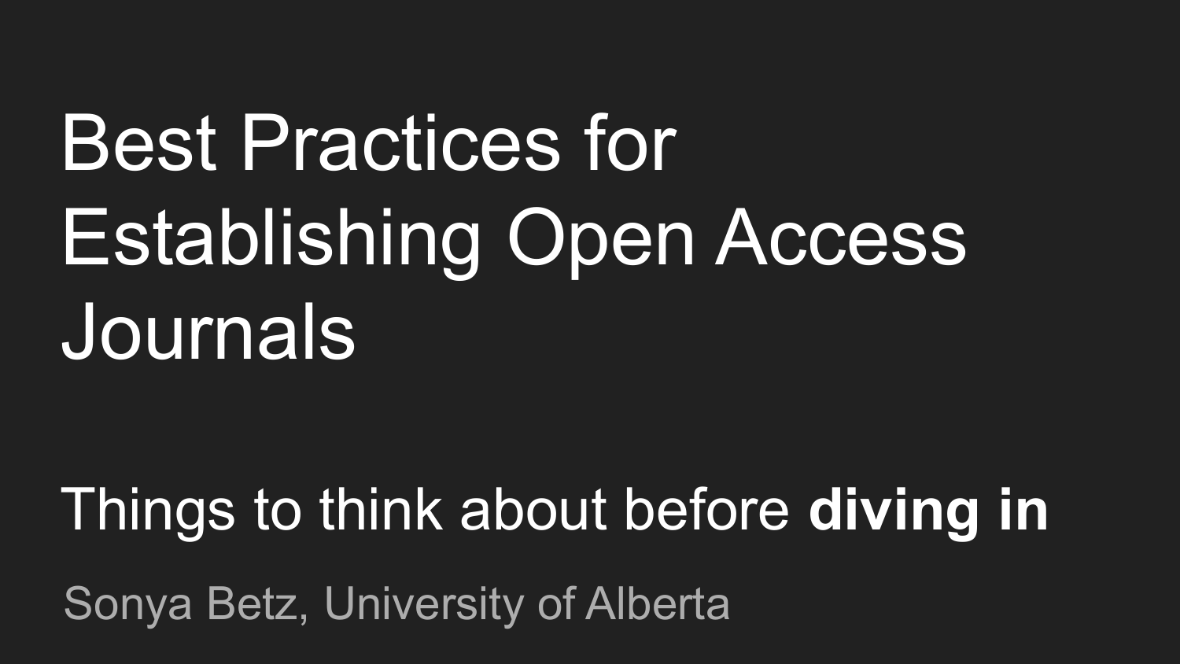# Best Practices for Establishing Open Access Journals

## Things to think about before **diving in**

Sonya Betz, University of Alberta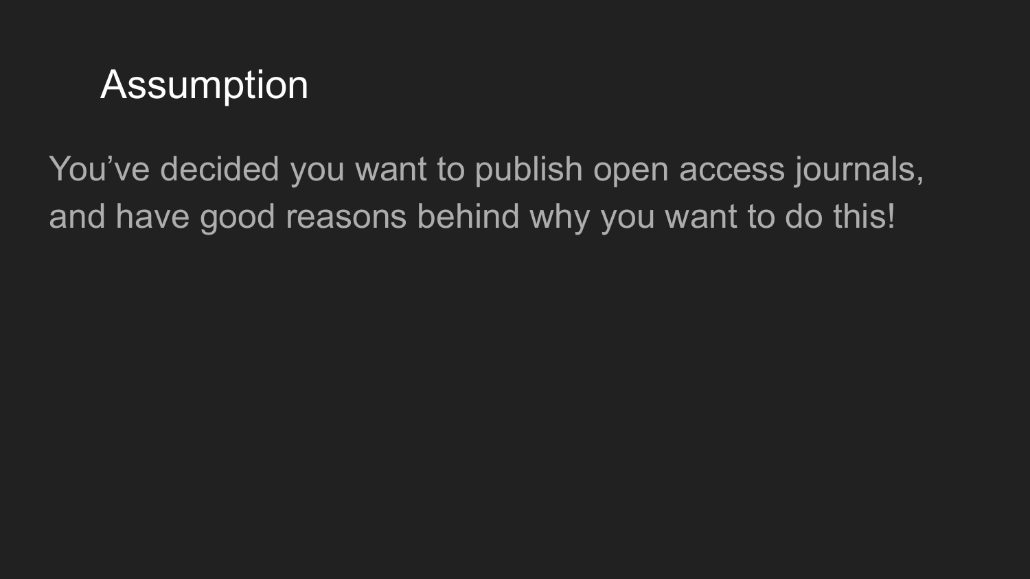# Assumption

You've decided you want to publish open access journals, and have good reasons behind why you want to do this!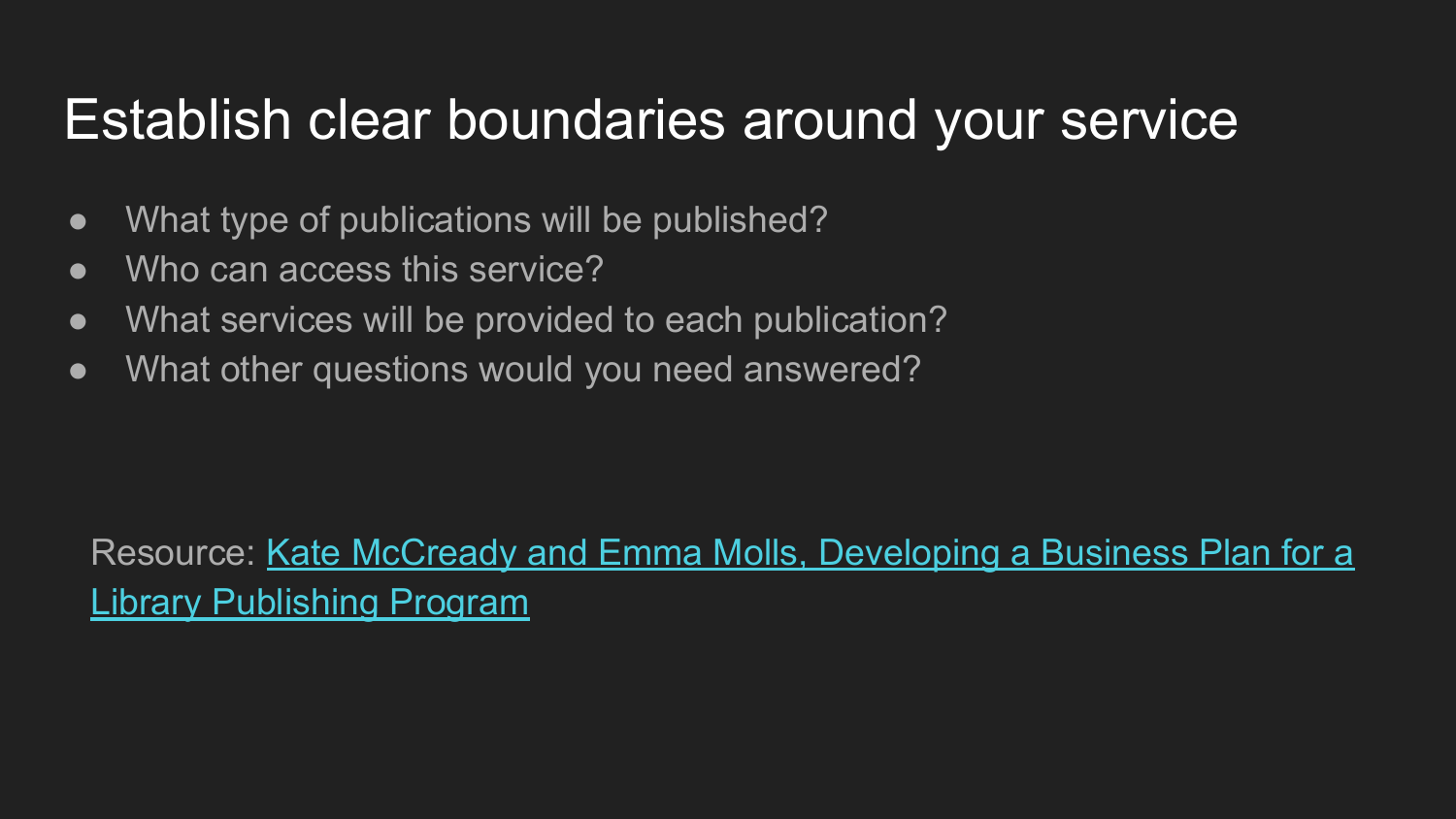# Establish clear boundaries around your service

- What type of publications will be published?
- Who can access this service?
- What services will be provided to each publication?
- What other questions would you need answered?

Resource: Kate McCready and Emma Molls, Developing a Business Plan for a Library Publishing Program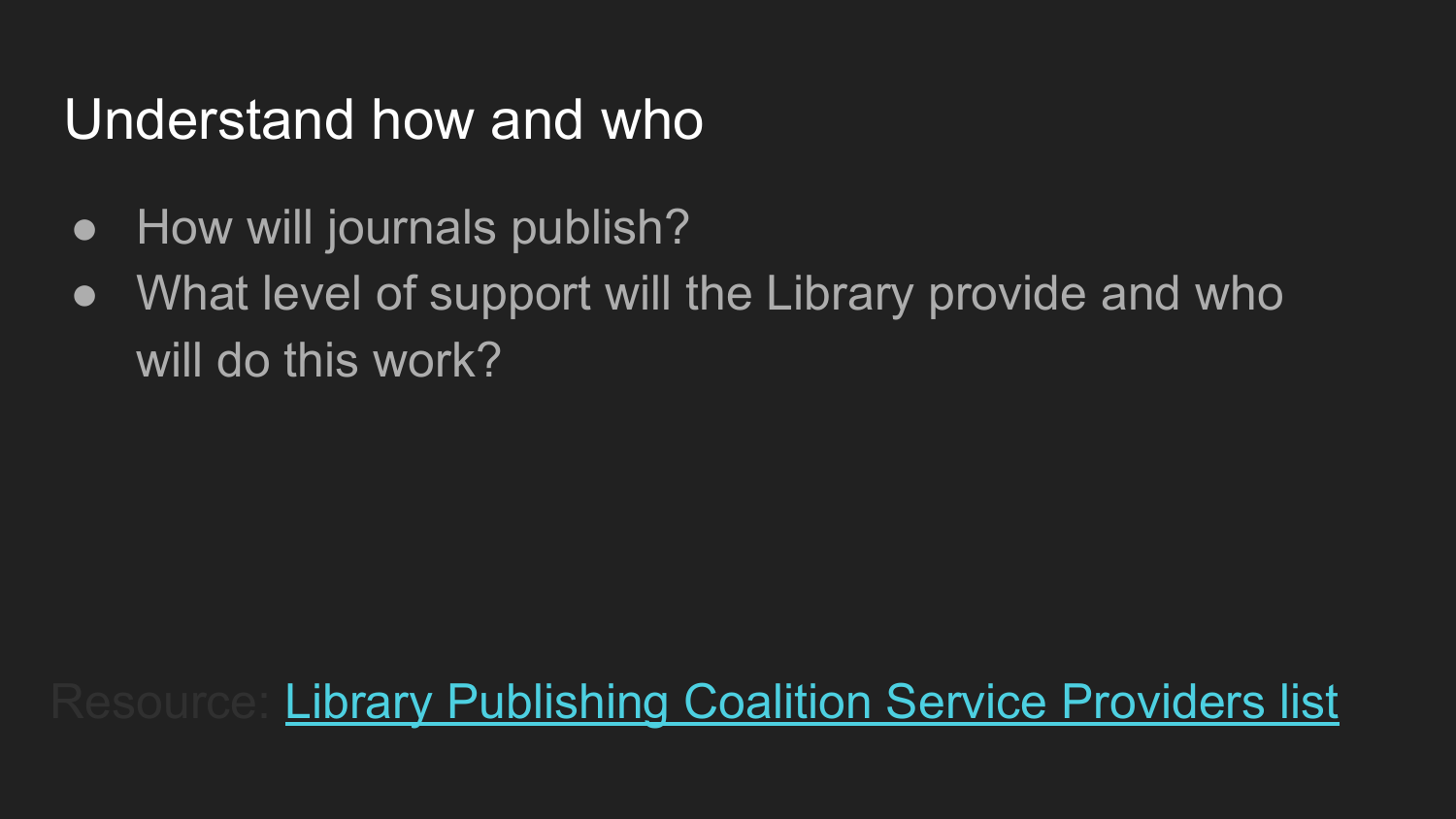# Understand how and who

- How will journals publish?
- What level of support will the Library provide and who will do this work?

Resource: Library Publishing Coalition Service Providers list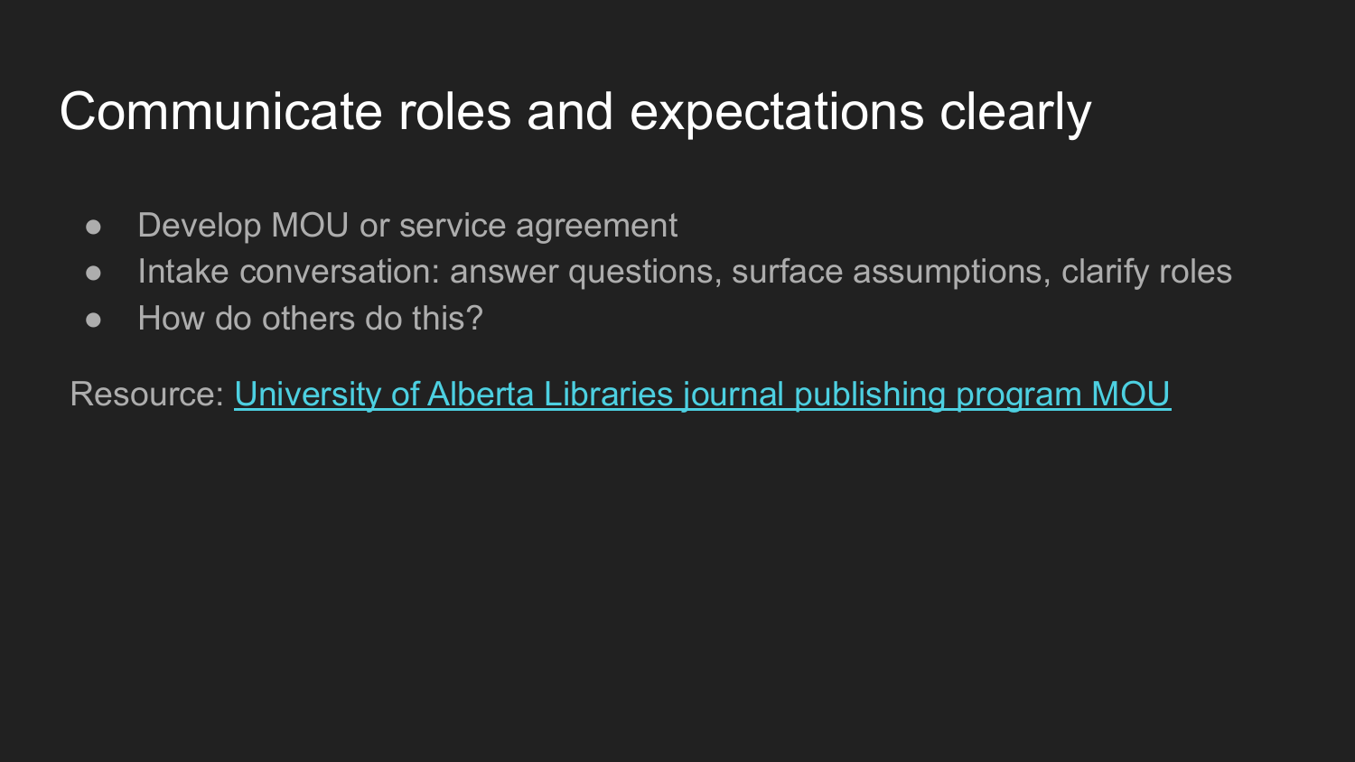# Communicate roles and expectations clearly

- Develop MOU or service agreement
- Intake conversation: answer questions, surface assumptions, clarify roles
- How do others do this?

Resource: University of Alberta Libraries journal publishing program MOU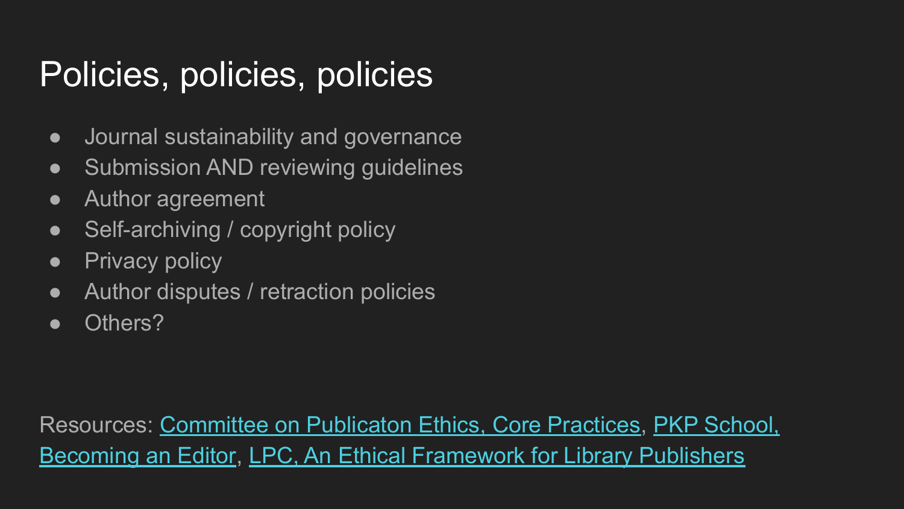# Policies, policies, policies

- Journal sustainability and governance
- Submission AND reviewing guidelines
- Author agreement
- Self-archiving / copyright policy
- Privacy policy
- Author disputes / retraction policies
- Others?

Resources: Committee on Publicaton Ethics, Core Practices, PKP School, Becoming an Editor, LPC, An Ethical Framework for Library Publishers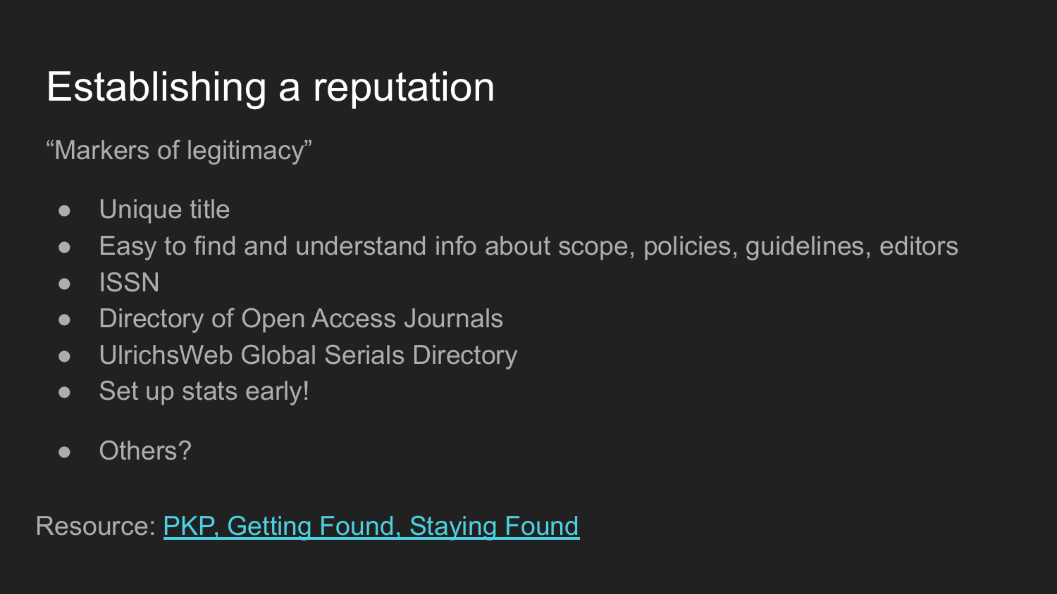# Establishing a reputation

"Markers of legitimacy"

- Unique title
- Easy to find and understand info about scope, policies, guidelines, editors
- ISSN
- Directory of Open Access Journals
- UlrichsWeb Global Serials Directory
- Set up stats early!

- Others?

Resource: [PKP, Getting Found, Staying Found]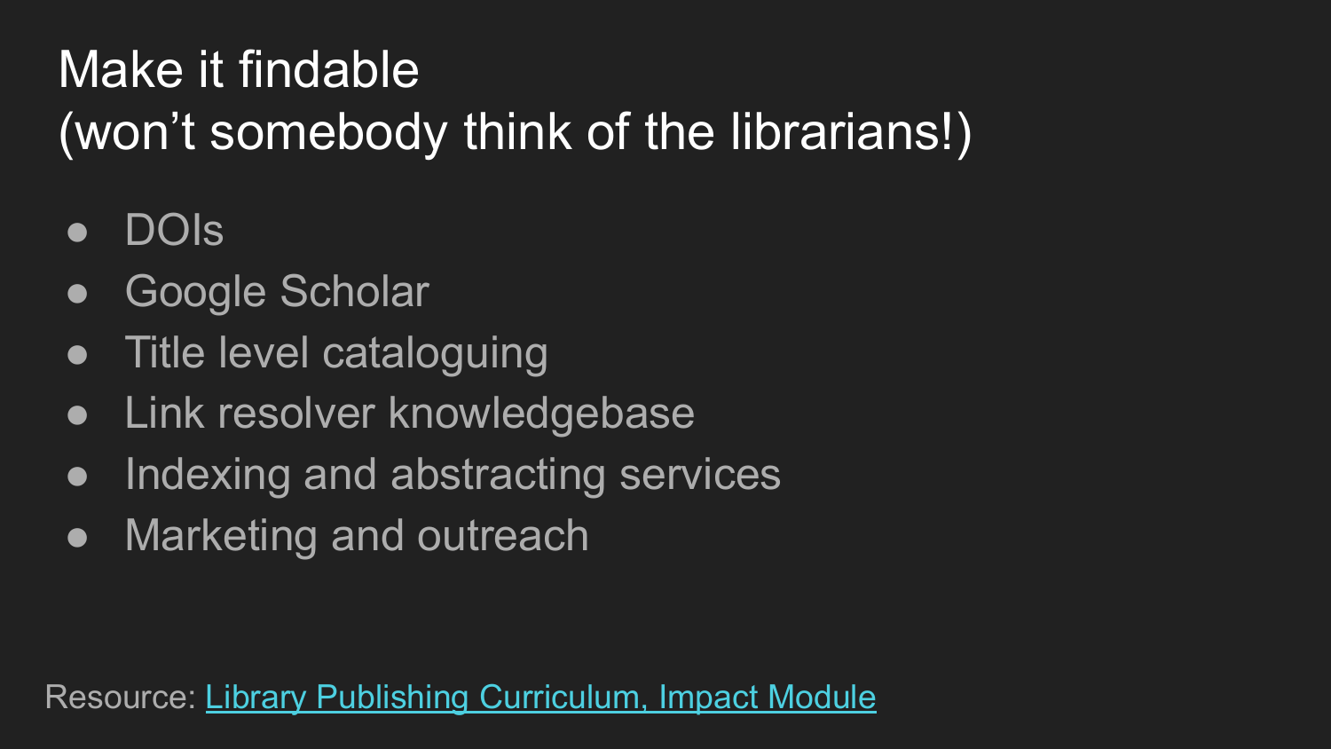# Make it findable
(won't somebody think of the librarians!)

- DOIs
- Google Scholar
- Title level cataloguing
- Link resolver knowledgebase
- Indexing and abstracting services
- Marketing and outreach

Resource: Library Publishing Curriculum, Impact Module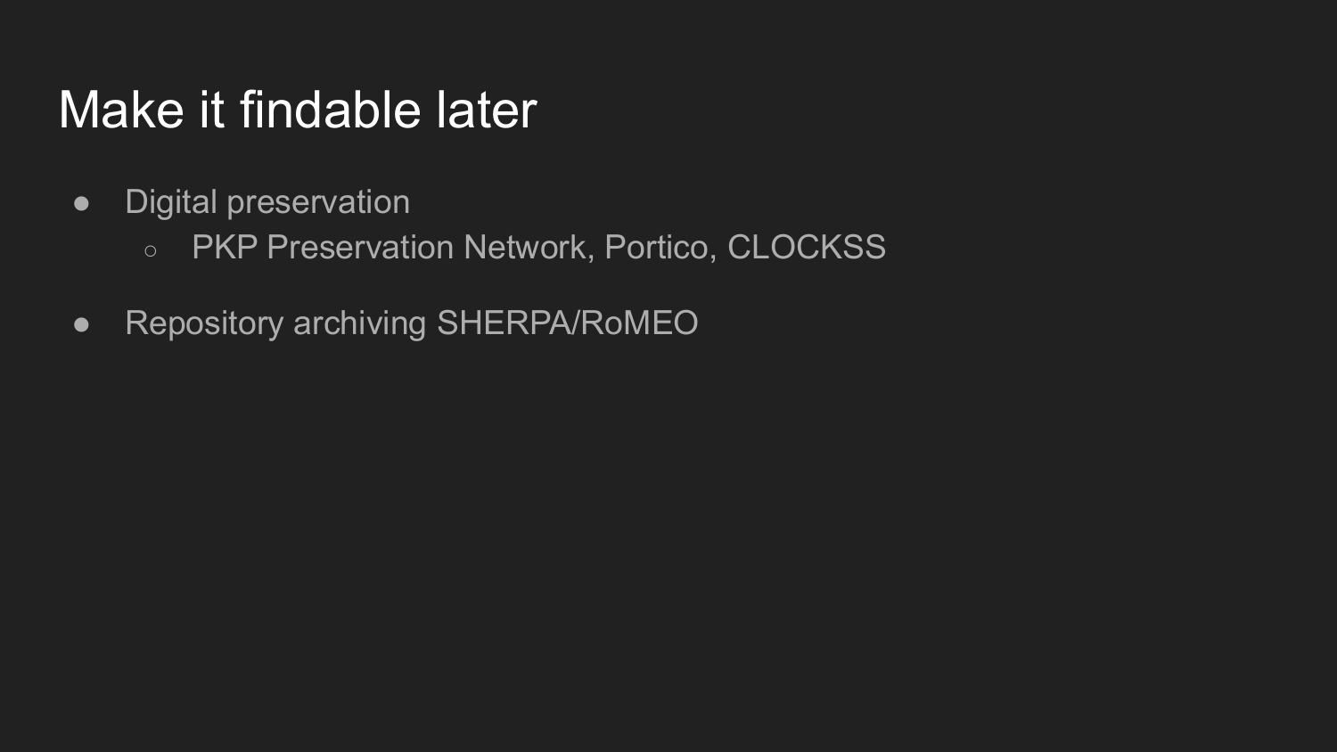# Make it findable later

- Digital preservation
  - PKP Preservation Network, Portico, CLOCKSS
- Repository archiving SHERPA/RoMEO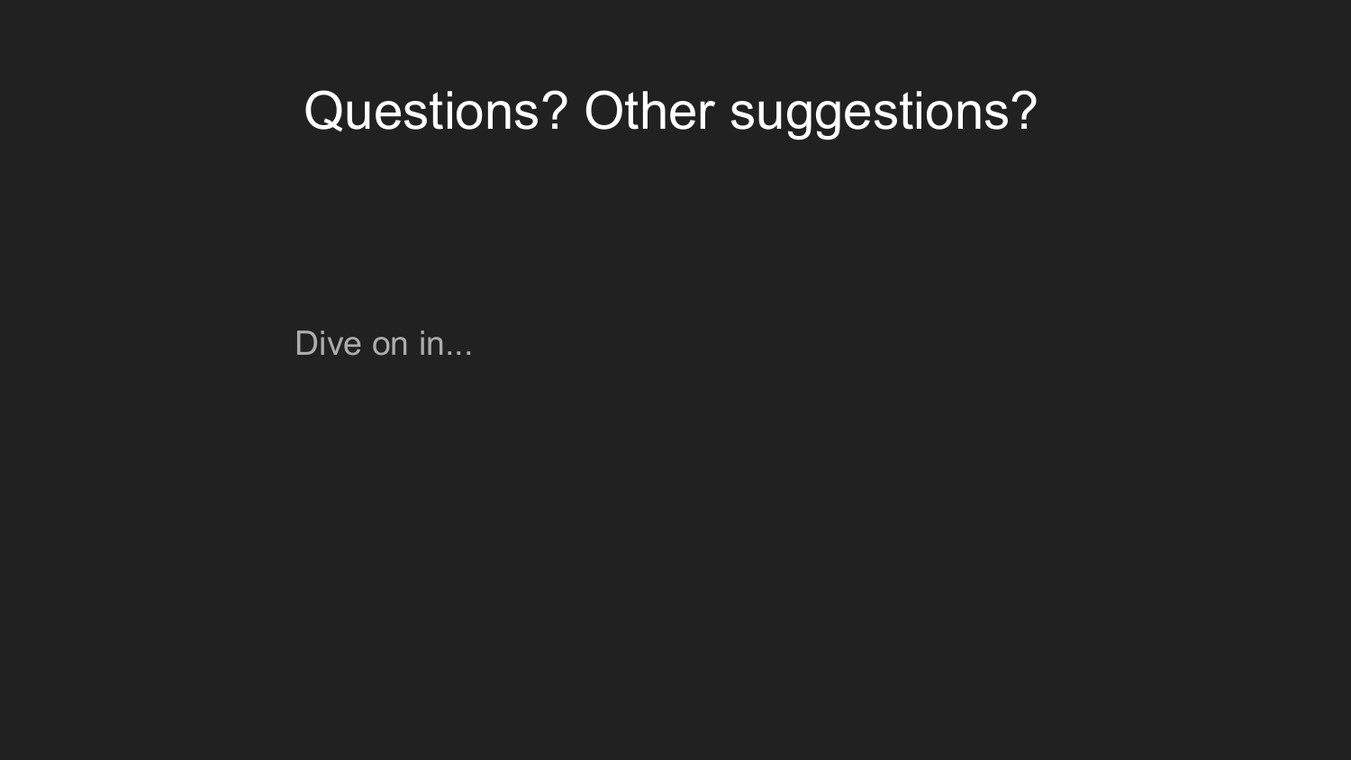# Questions? Other suggestions?

Dive on in...